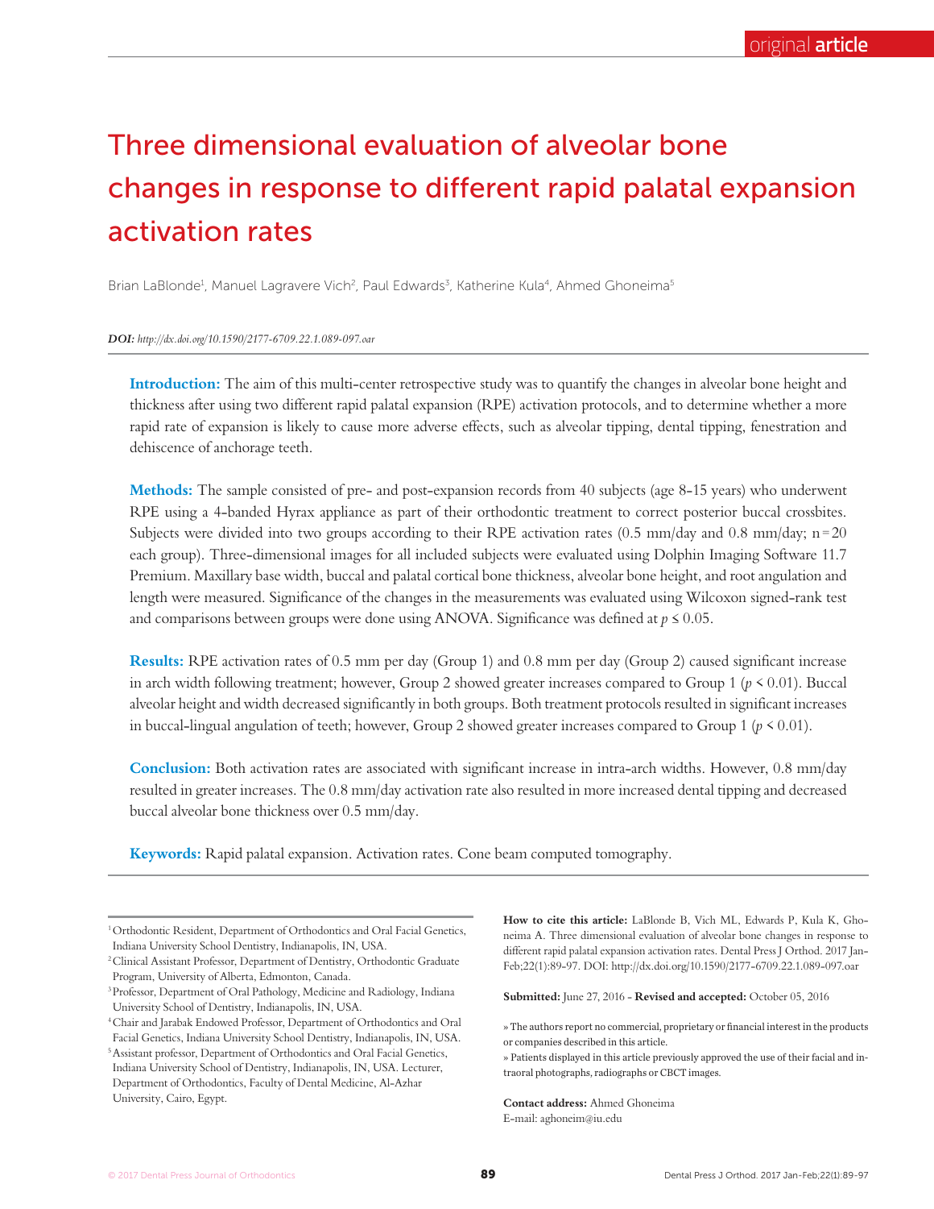original **article**

# Three dimensional evaluation of alveolar bone changes in response to different rapid palatal expansion activation rates

Brian LaBlonde[1], Manuel Lagravere Vich[2], Paul Edwards[3], Katherine Kula[4], Ahmed Ghoneima[5]

***DOI:** http://dx.doi.org/10.1590/2177-6709.22.1.089-097.oar*

**Introduction:** The aim of this multi-center retrospective study was to quantify the changes in alveolar bone height and thickness after using two different rapid palatal expansion (RPE) activation protocols, and to determine whether a more rapid rate of expansion is likely to cause more adverse effects, such as alveolar tipping, dental tipping, fenestration and dehiscence of anchorage teeth.

**Methods:** The sample consisted of pre- and post-expansion records from 40 subjects (age 8-15 years) who underwent RPE using a 4-banded Hyrax appliance as part of their orthodontic treatment to correct posterior buccal crossbites. Subjects were divided into two groups according to their RPE activation rates (0.5 mm/day and 0.8 mm/day; n=20 each group). Three-dimensional images for all included subjects were evaluated using Dolphin Imaging Software 11.7 Premium. Maxillary base width, buccal and palatal cortical bone thickness, alveolar bone height, and root angulation and length were measured. Significance of the changes in the measurements was evaluated using Wilcoxon signed-rank test and comparisons between groups were done using ANOVA. Significance was defined at $p \leq 0.05$.

**Results:** RPE activation rates of 0.5 mm per day (Group 1) and 0.8 mm per day (Group 2) caused significant increase in arch width following treatment; however, Group 2 showed greater increases compared to Group 1 ($p < 0.01$). Buccal alveolar height and width decreased significantly in both groups. Both treatment protocols resulted in significant increases in buccal-lingual angulation of teeth; however, Group 2 showed greater increases compared to Group 1 ($p < 0.01$).

**Conclusion:** Both activation rates are associated with significant increase in intra-arch widths. However, 0.8 mm/day resulted in greater increases. The 0.8 mm/day activation rate also resulted in more increased dental tipping and decreased buccal alveolar bone thickness over 0.5 mm/day.

**Keywords:** Rapid palatal expansion. Activation rates. Cone beam computed tomography.

---

[1] Orthodontic Resident, Department of Orthodontics and Oral Facial Genetics, Indiana University School Dentistry, Indianapolis, IN, USA.
[2] Clinical Assistant Professor, Department of Dentistry, Orthodontic Graduate Program, University of Alberta, Edmonton, Canada.
[3] Professor, Department of Oral Pathology, Medicine and Radiology, Indiana University School of Dentistry, Indianapolis, IN, USA.
[4] Chair and Jarabak Endowed Professor, Department of Orthodontics and Oral Facial Genetics, Indiana University School Dentistry, Indianapolis, IN, USA.
[5] Assistant professor, Department of Orthodontics and Oral Facial Genetics, Indiana University School of Dentistry, Indianapolis, IN, USA. Lecturer, Department of Orthodontics, Faculty of Dental Medicine, Al-Azhar University, Cairo, Egypt.

**How to cite this article:** LaBlonde B, Vich ML, Edwards P, Kula K, Ghoneima A. Three dimensional evaluation of alveolar bone changes in response to different rapid palatal expansion activation rates. Dental Press J Orthod. 2017 Jan-Feb;22(1):89-97. DOI: http://dx.doi.org/10.1590/2177-6709.22.1.089-097.oar

**Submitted:** June 27, 2016 - **Revised and accepted:** October 05, 2016

» The authors report no commercial, proprietary or financial interest in the products or companies described in this article.

» Patients displayed in this article previously approved the use of their facial and intraoral photographs, radiographs or CBCT images.

**Contact address:** Ahmed Ghoneima
E-mail: aghoneim@iu.edu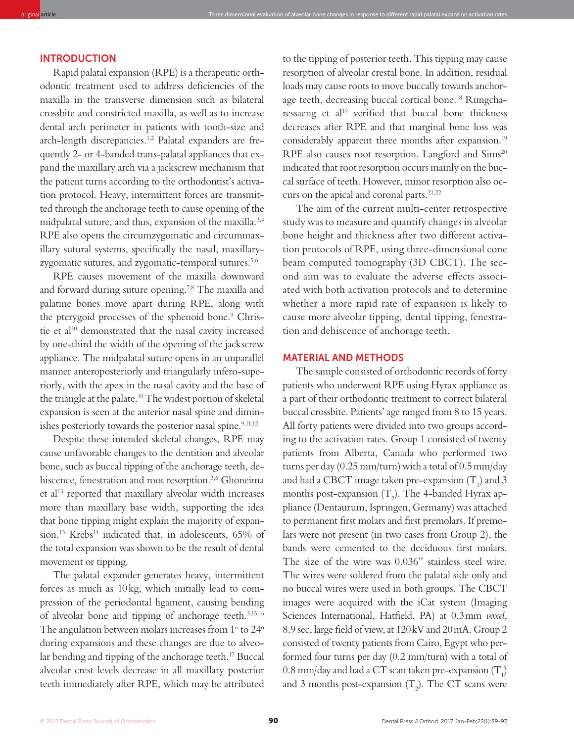## INTRODUCTION

Rapid palatal expansion (RPE) is a therapeutic orthodontic treatment used to address deficiencies of the maxilla in the transverse dimension such as bilateral crossbite and constricted maxilla, as well as to increase dental arch perimeter in patients with tooth-size and arch-length discrepancies.[1,2] Palatal expanders are frequently 2- or 4-banded trans-palatal appliances that expand the maxillary arch via a jackscrew mechanism that the patient turns according to the orthodontist's activation protocol. Heavy, intermittent forces are transmitted through the anchorage teeth to cause opening of the midpalatal suture, and thus, expansion of the maxilla.[3,4] RPE also opens the circumzygomatic and circummaxillary sutural systems, specifically the nasal, maxillary-zygomatic sutures, and zygomatic-temporal sutures.[5,6]

RPE causes movement of the maxilla downward and forward during suture opening.[7,8] The maxilla and palatine bones move apart during RPE, along with the pterygoid processes of the sphenoid bone.[9] Christie et al[10] demonstrated that the nasal cavity increased by one-third the width of the opening of the jackscrew appliance. The midpalatal suture opens in an unparallel manner anteroposteriorly and triangularly infero-superiorly, with the apex in the nasal cavity and the base of the triangle at the palate.[10] The widest portion of skeletal expansion is seen at the anterior nasal spine and diminishes posteriorly towards the posterior nasal spine.[9,11,12]

Despite these intended skeletal changes, RPE may cause unfavorable changes to the dentition and alveolar bone, such as buccal tipping of the anchorage teeth, dehiscence, fenestration and root resorption.[3,6] Ghoneima et al[13] reported that maxillary alveolar width increases more than maxillary base width, supporting the idea that bone tipping might explain the majority of expansion.[13] Krebs[14] indicated that, in adolescents, 65% of the total expansion was shown to be the result of dental movement or tipping.

The palatal expander generates heavy, intermittent forces as much as 10 kg, which initially lead to compression of the periodontal ligament, causing bending of alveolar bone and tipping of anchorage teeth.[3,15,16] The angulation between molars increases from 1° to 24° during expansions and these changes are due to alveolar bending and tipping of the anchorage teeth.[17] Buccal alveolar crest levels decrease in all maxillary posterior teeth immediately after RPE, which may be attributed to the tipping of posterior teeth. This tipping may cause resorption of alveolar crestal bone. In addition, residual loads may cause roots to move buccally towards anchorage teeth, decreasing buccal cortical bone.[18] Rungcharassaeng et al[19] verified that buccal bone thickness decreases after RPE and that marginal bone loss was considerably apparent three months after expansion.[19] RPE also causes root resorption. Langford and Sims[20] indicated that root resorption occurs mainly on the buccal surface of teeth. However, minor resorption also occurs on the apical and coronal parts.[21,22]

The aim of the current multi-center retrospective study was to measure and quantify changes in alveolar bone height and thickness after two different activation protocols of RPE, using three-dimensional cone beam computed tomography (3D CBCT). The second aim was to evaluate the adverse effects associated with both activation protocols and to determine whether a more rapid rate of expansion is likely to cause more alveolar tipping, dental tipping, fenestration and dehiscence of anchorage teeth.

## MATERIAL AND METHODS

The sample consisted of orthodontic records of forty patients who underwent RPE using Hyrax appliance as a part of their orthodontic treatment to correct bilateral buccal crossbite. Patients' age ranged from 8 to 15 years. All forty patients were divided into two groups according to the activation rates. Group 1 consisted of twenty patients from Alberta, Canada who performed two turns per day (0.25 mm/turn) with a total of 0.5 mm/day and had a CBCT image taken pre-expansion ($T_1$) and 3 months post-expansion ($T_2$). The 4-banded Hyrax appliance (Dentaurum, Ispringen, Germany) was attached to permanent first molars and first premolars. If premolars were not present (in two cases from Group 2), the bands were cemented to the deciduous first molars. The size of the wire was 0.036" stainless steel wire. The wires were soldered from the palatal side only and no buccal wires were used in both groups. The CBCT images were acquired with the iCat system (Imaging Sciences International, Hatfield, PA) at 0.3 mm *voxel*, 8.9 sec, large field of view, at 120 kV and 20 mA. Group 2 consisted of twenty patients from Cairo, Egypt who performed four turns per day (0.2 mm/turn) with a total of 0.8 mm/day and had a CT scan taken pre-expansion ($T_1$) and 3 months post-expansion ($T_2$). The CT scans were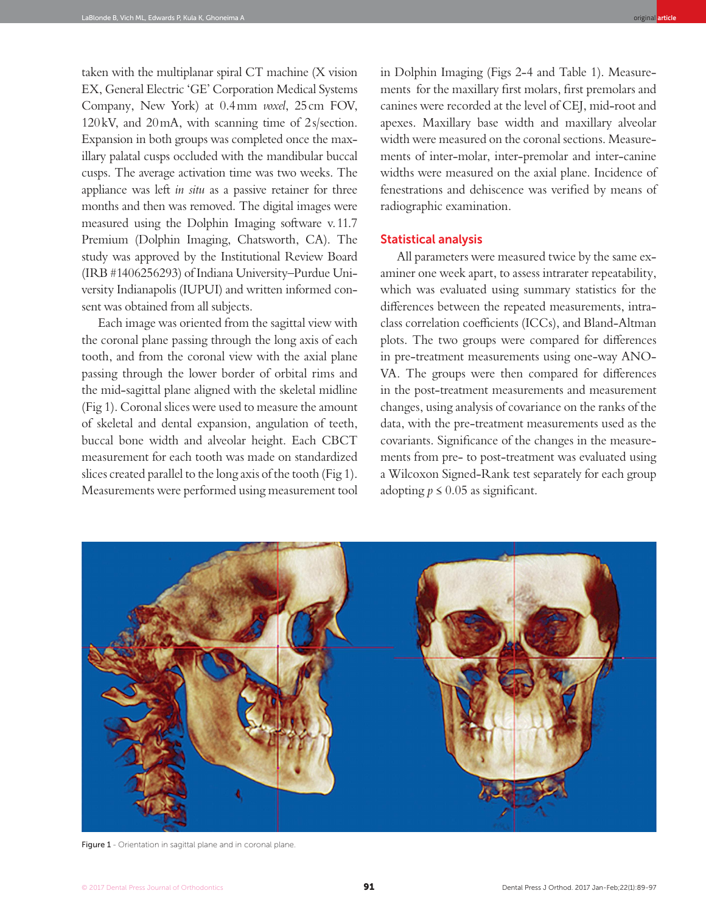taken with the multiplanar spiral CT machine (X vision EX, General Electric 'GE' Corporation Medical Systems Company, New York) at 0.4 mm *voxel*, 25 cm FOV, 120 kV, and 20 mA, with scanning time of 2 s/section. Expansion in both groups was completed once the maxillary palatal cusps occluded with the mandibular buccal cusps. The average activation time was two weeks. The appliance was left *in situ* as a passive retainer for three months and then was removed. The digital images were measured using the Dolphin Imaging software v. 11.7 Premium (Dolphin Imaging, Chatsworth, CA). The study was approved by the Institutional Review Board (IRB #1406256293) of Indiana University–Purdue University Indianapolis (IUPUI) and written informed consent was obtained from all subjects.

Each image was oriented from the sagittal view with the coronal plane passing through the long axis of each tooth, and from the coronal view with the axial plane passing through the lower border of orbital rims and the mid-sagittal plane aligned with the skeletal midline (Fig 1). Coronal slices were used to measure the amount of skeletal and dental expansion, angulation of teeth, buccal bone width and alveolar height. Each CBCT measurement for each tooth was made on standardized slices created parallel to the long axis of the tooth (Fig 1). Measurements were performed using measurement tool in Dolphin Imaging (Figs 2-4 and Table 1). Measurements for the maxillary first molars, first premolars and canines were recorded at the level of CEJ, mid-root and apexes. Maxillary base width and maxillary alveolar width were measured on the coronal sections. Measurements of inter-molar, inter-premolar and inter-canine widths were measured on the axial plane. Incidence of fenestrations and dehiscence was verified by means of radiographic examination.

## Statistical analysis

All parameters were measured twice by the same examiner one week apart, to assess intrarater repeatability, which was evaluated using summary statistics for the differences between the repeated measurements, intraclass correlation coefficients (ICCs), and Bland-Altman plots. The two groups were compared for differences in pre-treatment measurements using one-way ANOVA. The groups were then compared for differences in the post-treatment measurements and measurement changes, using analysis of covariance on the ranks of the data, with the pre-treatment measurements used as the covariants. Significance of the changes in the measurements from pre- to post-treatment was evaluated using a Wilcoxon Signed-Rank test separately for each group adopting $p \leq 0.05$ as significant.

Figure 1 - Orientation in sagittal plane and in coronal plane.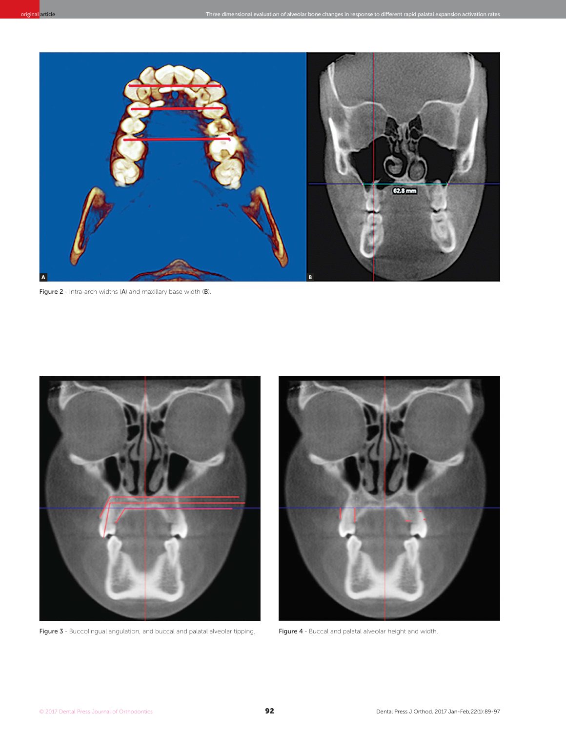Figure 2 - Intra-arch widths (A) and maxillary base width (B).

Figure 3 - Buccolingual angulation, and buccal and palatal alveolar tipping.

Figure 4 - Buccal and palatal alveolar height and width.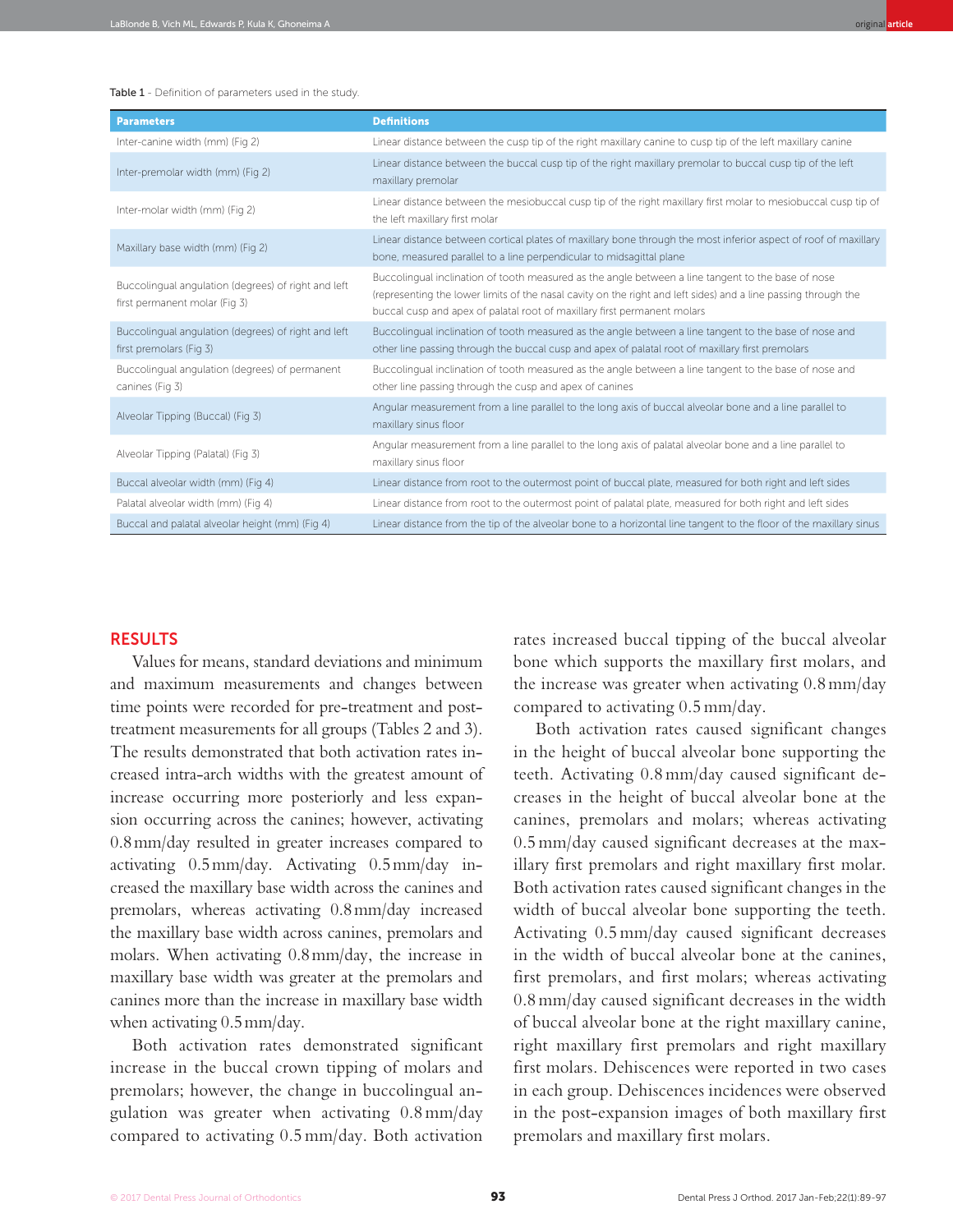**Table 1** - Definition of parameters used in the study.

| Parameters | Definitions |
|---|---|
| Inter-canine width (mm) (Fig 2) | Linear distance between the cusp tip of the right maxillary canine to cusp tip of the left maxillary canine |
| Inter-premolar width (mm) (Fig 2) | Linear distance between the buccal cusp tip of the right maxillary premolar to buccal cusp tip of the left maxillary premolar |
| Inter-molar width (mm) (Fig 2) | Linear distance between the mesiobuccal cusp tip of the right maxillary first molar to mesiobuccal cusp tip of the left maxillary first molar |
| Maxillary base width (mm) (Fig 2) | Linear distance between cortical plates of maxillary bone through the most inferior aspect of roof of maxillary bone, measured parallel to a line perpendicular to midsagittal plane |
| Buccolingual angulation (degrees) of right and left first permanent molar (Fig 3) | Buccolingual inclination of tooth measured as the angle between a line tangent to the base of nose (representing the lower limits of the nasal cavity on the right and left sides) and a line passing through the buccal cusp and apex of palatal root of maxillary first permanent molars |
| Buccolingual angulation (degrees) of right and left first premolars (Fig 3) | Buccolingual inclination of tooth measured as the angle between a line tangent to the base of nose and other line passing through the buccal cusp and apex of palatal root of maxillary first premolars |
| Buccolingual angulation (degrees) of permanent canines (Fig 3) | Buccolingual inclination of tooth measured as the angle between a line tangent to the base of nose and other line passing through the cusp and apex of canines |
| Alveolar Tipping (Buccal) (Fig 3) | Angular measurement from a line parallel to the long axis of buccal alveolar bone and a line parallel to maxillary sinus floor |
| Alveolar Tipping (Palatal) (Fig 3) | Angular measurement from a line parallel to the long axis of palatal alveolar bone and a line parallel to maxillary sinus floor |
| Buccal alveolar width (mm) (Fig 4) | Linear distance from root to the outermost point of buccal plate, measured for both right and left sides |
| Palatal alveolar width (mm) (Fig 4) | Linear distance from root to the outermost point of palatal plate, measured for both right and left sides |
| Buccal and palatal alveolar height (mm) (Fig 4) | Linear distance from the tip of the alveolar bone to a horizontal line tangent to the floor of the maxillary sinus |

## RESULTS

Values for means, standard deviations and minimum and maximum measurements and changes between time points were recorded for pre-treatment and post-treatment measurements for all groups (Tables 2 and 3). The results demonstrated that both activation rates increased intra-arch widths with the greatest amount of increase occurring more posteriorly and less expansion occurring across the canines; however, activating 0.8 mm/day resulted in greater increases compared to activating 0.5 mm/day. Activating 0.5 mm/day increased the maxillary base width across the canines and premolars, whereas activating 0.8 mm/day increased the maxillary base width across canines, premolars and molars. When activating 0.8 mm/day, the increase in maxillary base width was greater at the premolars and canines more than the increase in maxillary base width when activating 0.5 mm/day.

Both activation rates demonstrated significant increase in the buccal crown tipping of molars and premolars; however, the change in buccolingual angulation was greater when activating 0.8 mm/day compared to activating 0.5 mm/day. Both activation rates increased buccal tipping of the buccal alveolar bone which supports the maxillary first molars, and the increase was greater when activating 0.8 mm/day compared to activating 0.5 mm/day.

Both activation rates caused significant changes in the height of buccal alveolar bone supporting the teeth. Activating 0.8 mm/day caused significant decreases in the height of buccal alveolar bone at the canines, premolars and molars; whereas activating 0.5 mm/day caused significant decreases at the maxillary first premolars and right maxillary first molar. Both activation rates caused significant changes in the width of buccal alveolar bone supporting the teeth. Activating 0.5 mm/day caused significant decreases in the width of buccal alveolar bone at the canines, first premolars, and first molars; whereas activating 0.8 mm/day caused significant decreases in the width of buccal alveolar bone at the right maxillary canine, right maxillary first premolars and right maxillary first molars. Dehiscences were reported in two cases in each group. Dehiscences incidences were observed in the post-expansion images of both maxillary first premolars and maxillary first molars.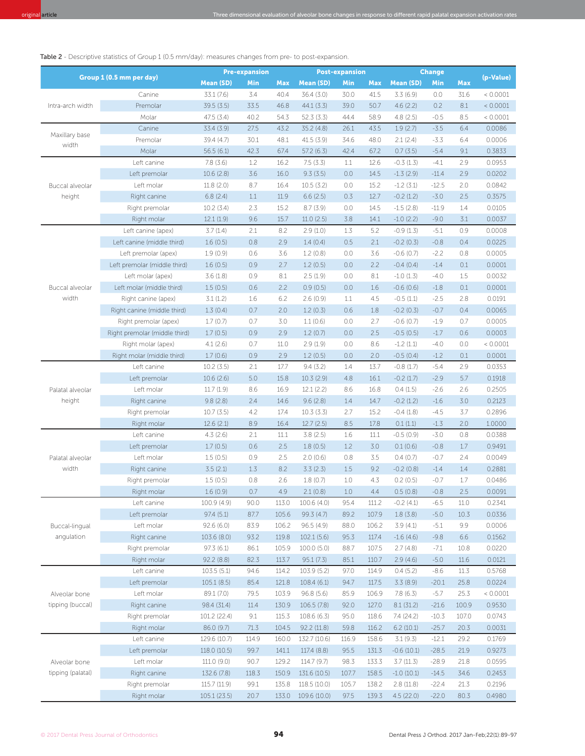Table 2 - Descriptive statistics of Group 1 (0.5 mm/day): measures changes from pre- to post-expansion.

| Group 1 (0.5 mm per day) | | Pre-expansion | | | Post-expansion | | | Change | | | (p-Value) |
|---|---|---|---|---|---|---|---|---|---|---|---|
| | | Mean (SD) | Min | Max | Mean (SD) | Min | Max | Mean (SD) | Min | Max | |
| Intra-arch width | Canine | 33.1 (7.6) | 3.4 | 40.4 | 36.4 (3.0) | 30.0 | 41.5 | 3.3 (6.9) | 0.0 | 31.6 | < 0.0001 |
| | Premolar | 39.5 (3.5) | 33.5 | 46.8 | 44.1 (3.3) | 39.0 | 50.7 | 4.6 (2.2) | 0.2 | 8.1 | < 0.0001 |
| | Molar | 47.5 (3.4) | 40.2 | 54.3 | 52.3 (3.3) | 44.4 | 58.9 | 4.8 (2.5) | -0.5 | 8.5 | < 0.0001 |
| Maxillary base width | Canine | 33.4 (3.9) | 27.5 | 43.2 | 35.2 (4.8) | 26.1 | 43.5 | 1.9 (2.7) | -3.5 | 6.4 | 0.0086 |
| | Premolar | 39.4 (4.7) | 30.1 | 48.1 | 41.5 (3.9) | 34.6 | 48.0 | 2.1 (2.4) | -3.3 | 6.4 | 0.0006 |
| | Molar | 56.5 (6.1) | 42.3 | 67.4 | 57.2 (6.3) | 42.4 | 67.2 | 0.7 (3.5) | -5.4 | 9.1 | 0.3833 |
| Buccal alveolar height | Left canine | 7.8 (3.6) | 1.2 | 16.2 | 7.5 (3.3) | 1.1 | 12.6 | -0.3 (1.3) | -4.1 | 2.9 | 0.0953 |
| | Left premolar | 10.6 (2.8) | 3.6 | 16.0 | 9.3 (3.5) | 0.0 | 14.5 | -1.3 (2.9) | -11.4 | 2.9 | 0.0202 |
| | Left molar | 11.8 (2.0) | 8.7 | 16.4 | 10.5 (3.2) | 0.0 | 15.2 | -1.2 (3.1) | -12.5 | 2.0 | 0.0842 |
| | Right canine | 6.8 (2.4) | 1.1 | 11.9 | 6.6 (2.5) | 0.3 | 12.7 | -0.2 (1.2) | -3.0 | 2.5 | 0.3575 |
| | Right premolar | 10.2 (3.4) | 2.3 | 15.2 | 8.7 (3.9) | 0.0 | 14.5 | -1.5 (2.8) | -11.9 | 1.4 | 0.0105 |
| | Right molar | 12.1 (1.9) | 9.6 | 15.7 | 11.0 (2.5) | 3.8 | 14.1 | -1.0 (2.2) | -9.0 | 3.1 | 0.0037 |
| Buccal alveolar width | Left canine (apex) | 3.7 (1.4) | 2.1 | 8.2 | 2.9 (1.0) | 1.3 | 5.2 | -0.9 (1.3) | -5.1 | 0.9 | 0.0008 |
| | Left canine (middle third) | 1.6 (0.5) | 0.8 | 2.9 | 1.4 (0.4) | 0.5 | 2.1 | -0.2 (0.3) | -0.8 | 0.4 | 0.0225 |
| | Left premolar (apex) | 1.9 (0.9) | 0.6 | 3.6 | 1.2 (0.8) | 0.0 | 3.6 | -0.6 (0.7) | -2.2 | 0.8 | 0.0005 |
| | Left premolar (middle third) | 1.6 (0.5) | 0.9 | 2.7 | 1.2 (0.5) | 0.0 | 2.2 | -0.4 (0.4) | -1.4 | 0.1 | 0.0001 |
| | Left molar (apex) | 3.6 (1.8) | 0.9 | 8.1 | 2.5 (1.9) | 0.0 | 8.1 | -1.0 (1.3) | -4.0 | 1.5 | 0.0032 |
| | Left molar (middle third) | 1.5 (0.5) | 0.6 | 2.2 | 0.9 (0.5) | 0.0 | 1.6 | -0.6 (0.6) | -1.8 | 0.1 | 0.0001 |
| | Right canine (apex) | 3.1 (1.2) | 1.6 | 6.2 | 2.6 (0.9) | 1.1 | 4.5 | -0.5 (1.1) | -2.5 | 2.8 | 0.0191 |
| | Right canine (middle third) | 1.3 (0.4) | 0.7 | 2.0 | 1.2 (0.3) | 0.6 | 1.8 | -0.2 (0.3) | -0.7 | 0.4 | 0.0065 |
| | Right premolar (apex) | 1.7 (0.7) | 0.7 | 3.0 | 1.1 (0.6) | 0.0 | 2.7 | -0.6 (0.7) | -1.9 | 0.7 | 0.0005 |
| | Right premolar (middle third) | 1.7 (0.5) | 0.9 | 2.9 | 1.2 (0.7) | 0.0 | 2.5 | -0.5 (0.5) | -1.7 | 0.6 | 0.0003 |
| | Right molar (apex) | 4.1 (2.6) | 0.7 | 11.0 | 2.9 (1.9) | 0.0 | 8.6 | -1.2 (1.1) | -4.0 | 0.0 | < 0.0001 |
| | Right molar (middle third) | 1.7 (0.6) | 0.9 | 2.9 | 1.2 (0.5) | 0.0 | 2.0 | -0.5 (0.4) | -1.2 | 0.1 | 0.0001 |
| Palatal alveolar height | Left canine | 10.2 (3.5) | 2.1 | 17.7 | 9.4 (3.2) | 1.4 | 13.7 | -0.8 (1.7) | -5.4 | 2.9 | 0.0353 |
| | Left premolar | 10.6 (2.6) | 5.0 | 15.8 | 10.3 (2.9) | 4.8 | 16.1 | -0.2 (1.7) | -2.9 | 5.7 | 0.1918 |
| | Left molar | 11.7 (1.9) | 8.6 | 16.9 | 12.1 (2.2) | 8.6 | 16.8 | 0.4 (1.5) | -2.6 | 2.6 | 0.2505 |
| | Right canine | 9.8 (2.8) | 2.4 | 14.6 | 9.6 (2.8) | 1.4 | 14.7 | -0.2 (1.2) | -1.6 | 3.0 | 0.2123 |
| | Right premolar | 10.7 (3.5) | 4.2 | 17.4 | 10.3 (3.3) | 2.7 | 15.2 | -0.4 (1.8) | -4.5 | 3.7 | 0.2896 |
| | Right molar | 12.6 (2.1) | 8.9 | 16.4 | 12.7 (2.5) | 8.5 | 17.8 | 0.1 (1.1) | -1.3 | 2.0 | 1.0000 |
| Palatal alveolar width | Left canine | 4.3 (2.6) | 2.1 | 11.1 | 3.8 (2.5) | 1.6 | 11.1 | -0.5 (0.9) | -3.0 | 0.8 | 0.0388 |
| | Left premolar | 1.7 (0.5) | 0.6 | 2.5 | 1.8 (0.5) | 1.2 | 3.0 | 0.1 (0.6) | -0.8 | 1.7 | 0.9491 |
| | Left molar | 1.5 (0.5) | 0.9 | 2.5 | 2.0 (0.6) | 0.8 | 3.5 | 0.4 (0.7) | -0.7 | 2.4 | 0.0049 |
| | Right canine | 3.5 (2.1) | 1.3 | 8.2 | 3.3 (2.3) | 1.5 | 9.2 | -0.2 (0.8) | -1.4 | 1.4 | 0.2881 |
| | Right premolar | 1.5 (0.5) | 0.8 | 2.6 | 1.8 (0.7) | 1.0 | 4.3 | 0.2 (0.5) | -0.7 | 1.7 | 0.0486 |
| | Right molar | 1.6 (0.9) | 0.7 | 4.9 | 2.1 (0.8) | 1.0 | 4.4 | 0.5 (0.8) | -0.8 | 2.5 | 0.0091 |
| Buccal-lingual angulation | Left canine | 100.9 (4.9) | 90.0 | 113.0 | 100.6 (4.0) | 95.4 | 111.2 | -0.2 (4.1) | -6.5 | 11.0 | 0.2341 |
| | Left premolar | 97.4 (5.1) | 87.7 | 105.6 | 99.3 (4.7) | 89.2 | 107.9 | 1.8 (3.8) | -5.0 | 10.3 | 0.0336 |
| | Left molar | 92.6 (6.0) | 83.9 | 106.2 | 96.5 (4.9) | 88.0 | 106.2 | 3.9 (4.1) | -5.1 | 9.9 | 0.0006 |
| | Right canine | 103.6 (8.0) | 93.2 | 119.8 | 102.1 (5.6) | 95.3 | 117.4 | -1.6 (4.6) | -9.8 | 6.6 | 0.1562 |
| | Right premolar | 97.3 (6.1) | 86.1 | 105.9 | 100.0 (5.0) | 88.7 | 107.5 | 2.7 (4.8) | -7.1 | 10.8 | 0.0220 |
| | Right molar | 92.2 (8.8) | 82.3 | 113.7 | 95.1 (7.3) | 85.1 | 110.7 | 2.9 (4.6) | -5.0 | 11.6 | 0.0121 |
| Alveolar bone tipping (buccal) | Left canine | 103.5 (5.1) | 94.6 | 114.2 | 103.9 (5.2) | 97.0 | 114.9 | 0.4 (5.2) | -8.6 | 11.3 | 0.5768 |
| | Left premolar | 105.1 (8.5) | 85.4 | 121.8 | 108.4 (6.1) | 94.7 | 117.5 | 3.3 (8.9) | -20.1 | 25.8 | 0.0224 |
| | Left molar | 89.1 (7.0) | 79.5 | 103.9 | 96.8 (5.6) | 85.9 | 106.9 | 7.8 (6.3) | -5.7 | 25.3 | < 0.0001 |
| | Right canine | 98.4 (31.4) | 11.4 | 130.9 | 106.5 (7.8) | 92.0 | 127.0 | 8.1 (31.2) | -21.6 | 100.9 | 0.9530 |
| | Right premolar | 101.2 (22.4) | 9.1 | 115.3 | 108.6 (6.3) | 95.0 | 118.6 | 7.4 (24.2) | -10.3 | 107.0 | 0.0743 |
| | Right molar | 86.0 (9.7) | 71.3 | 104.5 | 92.2 (11.8) | 59.8 | 116.2 | 6.2 (10.1) | -25.7 | 20.3 | 0.0031 |
| Alveolar bone tipping (palatal) | Left canine | 129.6 (10.7) | 114.9 | 160.0 | 132.7 (10.6) | 116.9 | 158.6 | 3.1 (9.3) | -12.1 | 29.2 | 0.1769 |
| | Left premolar | 118.0 (10.5) | 99.7 | 141.1 | 117.4 (8.8) | 95.5 | 131.3 | -0.6 (10.1) | -28.5 | 21.9 | 0.9273 |
| | Left molar | 111.0 (9.0) | 90.7 | 129.2 | 114.7 (9.7) | 98.3 | 133.3 | 3.7 (11.3) | -28.9 | 21.8 | 0.0595 |
| | Right canine | 132.6 (7.8) | 118.3 | 150.9 | 131.6 (10.5) | 107.7 | 158.5 | -1.0 (10.1) | -14.5 | 34.6 | 0.2453 |
| | Right premolar | 115.7 (11.9) | 99.1 | 135.8 | 118.5 (10.0) | 105.7 | 138.2 | 2.8 (11.8) | -22.4 | 21.3 | 0.2196 |
| | Right molar | 105.1 (23.5) | 20.7 | 133.0 | 109.6 (10.0) | 97.5 | 139.3 | 4.5 (22.0) | -22.0 | 80.3 | 0.4980 |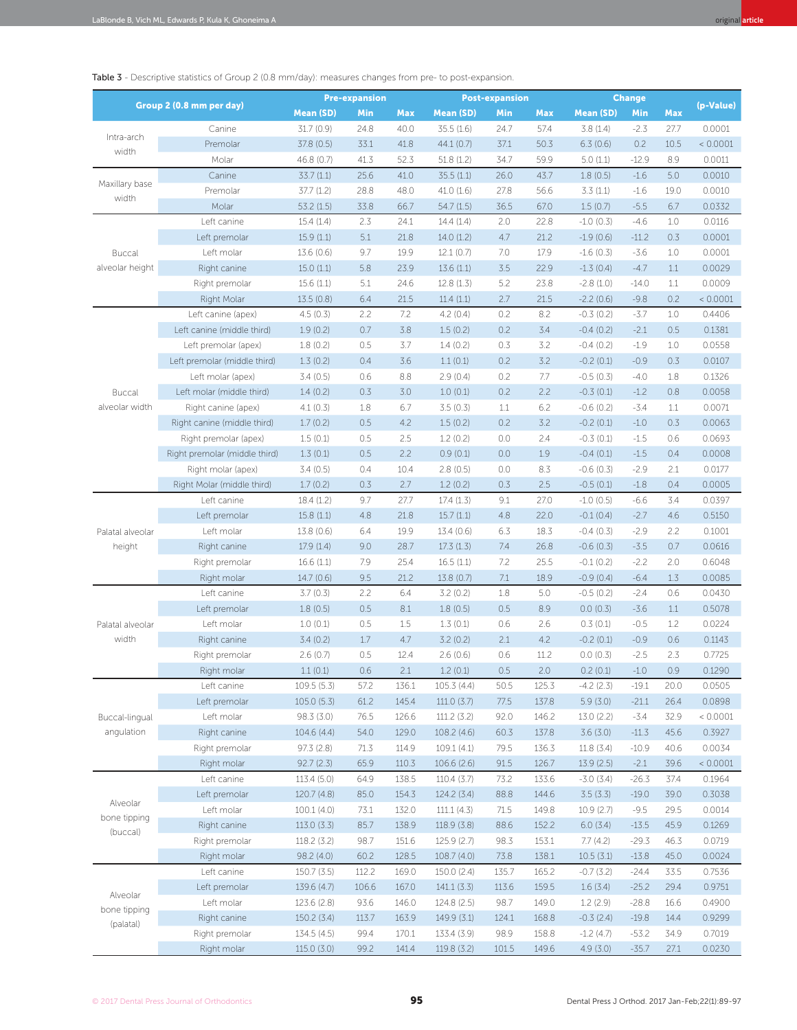**Table 3** - Descriptive statistics of Group 2 (0.8 mm/day): measures changes from pre- to post-expansion.

| Group 2 (0.8 mm per day) | | Pre-expansion | | | Post-expansion | | | Change | | | (p-Value) |
|---|---|---|---|---|---|---|---|---|---|---|---|
| | | Mean (SD) | Min | Max | Mean (SD) | Min | Max | Mean (SD) | Min | Max | |
| Intra-arch width | Canine | 31.7 (0.9) | 24.8 | 40.0 | 35.5 (1.6) | 24.7 | 57.4 | 3.8 (1.4) | -2.3 | 27.7 | 0.0001 |
| | Premolar | 37.8 (0.5) | 33.1 | 41.8 | 44.1 (0.7) | 37.1 | 50.3 | 6.3 (0.6) | 0.2 | 10.5 | < 0.0001 |
| | Molar | 46.8 (0.7) | 41.3 | 52.3 | 51.8 (1.2) | 34.7 | 59.9 | 5.0 (1.1) | -12.9 | 8.9 | 0.0011 |
| Maxillary base width | Canine | 33.7 (1.1) | 25.6 | 41.0 | 35.5 (1.1) | 26.0 | 43.7 | 1.8 (0.5) | -1.6 | 5.0 | 0.0010 |
| | Premolar | 37.7 (1.2) | 28.8 | 48.0 | 41.0 (1.6) | 27.8 | 56.6 | 3.3 (1.1) | -1.6 | 19.0 | 0.0010 |
| | Molar | 53.2 (1.5) | 33.8 | 66.7 | 54.7 (1.5) | 36.5 | 67.0 | 1.5 (0.7) | -5.5 | 6.7 | 0.0332 |
| Buccal alveolar height | Left canine | 15.4 (1.4) | 2.3 | 24.1 | 14.4 (1.4) | 2.0 | 22.8 | -1.0 (0.3) | -4.6 | 1.0 | 0.0116 |
| | Left premolar | 15.9 (1.1) | 5.1 | 21.8 | 14.0 (1.2) | 4.7 | 21.2 | -1.9 (0.6) | -11.2 | 0.3 | 0.0001 |
| | Left molar | 13.6 (0.6) | 9.7 | 19.9 | 12.1 (0.7) | 7.0 | 17.9 | -1.6 (0.3) | -3.6 | 1.0 | 0.0001 |
| | Right canine | 15.0 (1.1) | 5.8 | 23.9 | 13.6 (1.1) | 3.5 | 22.9 | -1.3 (0.4) | -4.7 | 1.1 | 0.0029 |
| | Right premolar | 15.6 (1.1) | 5.1 | 24.6 | 12.8 (1.3) | 5.2 | 23.8 | -2.8 (1.0) | -14.0 | 1.1 | 0.0009 |
| | Right Molar | 13.5 (0.8) | 6.4 | 21.5 | 11.4 (1.1) | 2.7 | 21.5 | -2.2 (0.6) | -9.8 | 0.2 | < 0.0001 |
| Buccal alveolar width | Left canine (apex) | 4.5 (0.3) | 2.2 | 7.2 | 4.2 (0.4) | 0.2 | 8.2 | -0.3 (0.2) | -3.7 | 1.0 | 0.4406 |
| | Left canine (middle third) | 1.9 (0.2) | 0.7 | 3.8 | 1.5 (0.2) | 0.2 | 3.4 | -0.4 (0.2) | -2.1 | 0.5 | 0.1381 |
| | Left premolar (apex) | 1.8 (0.2) | 0.5 | 3.7 | 1.4 (0.2) | 0.3 | 3.2 | -0.4 (0.2) | -1.9 | 1.0 | 0.0558 |
| | Left premolar (middle third) | 1.3 (0.2) | 0.4 | 3.6 | 1.1 (0.1) | 0.2 | 3.2 | -0.2 (0.1) | -0.9 | 0.3 | 0.0107 |
| | Left molar (apex) | 3.4 (0.5) | 0.6 | 8.8 | 2.9 (0.4) | 0.2 | 7.7 | -0.5 (0.3) | -4.0 | 1.8 | 0.1326 |
| | Left molar (middle third) | 1.4 (0.2) | 0.3 | 3.0 | 1.0 (0.1) | 0.2 | 2.2 | -0.3 (0.1) | -1.2 | 0.8 | 0.0058 |
| | Right canine (apex) | 4.1 (0.3) | 1.8 | 6.7 | 3.5 (0.3) | 1.1 | 6.2 | -0.6 (0.2) | -3.4 | 1.1 | 0.0071 |
| | Right canine (middle third) | 1.7 (0.2) | 0.5 | 4.2 | 1.5 (0.2) | 0.2 | 3.2 | -0.2 (0.1) | -1.0 | 0.3 | 0.0063 |
| | Right premolar (apex) | 1.5 (0.1) | 0.5 | 2.5 | 1.2 (0.2) | 0.0 | 2.4 | -0.3 (0.1) | -1.5 | 0.6 | 0.0693 |
| | Right premolar (middle third) | 1.3 (0.1) | 0.5 | 2.2 | 0.9 (0.1) | 0.0 | 1.9 | -0.4 (0.1) | -1.5 | 0.4 | 0.0008 |
| | Right molar (apex) | 3.4 (0.5) | 0.4 | 10.4 | 2.8 (0.5) | 0.0 | 8.3 | -0.6 (0.3) | -2.9 | 2.1 | 0.0177 |
| | Right Molar (middle third) | 1.7 (0.2) | 0.3 | 2.7 | 1.2 (0.2) | 0.3 | 2.5 | -0.5 (0.1) | -1.8 | 0.4 | 0.0005 |
| Palatal alveolar height | Left canine | 18.4 (1.2) | 9.7 | 27.7 | 17.4 (1.3) | 9.1 | 27.0 | -1.0 (0.5) | -6.6 | 3.4 | 0.0397 |
| | Left premolar | 15.8 (1.1) | 4.8 | 21.8 | 15.7 (1.1) | 4.8 | 22.0 | -0.1 (0.4) | -2.7 | 4.6 | 0.5150 |
| | Left molar | 13.8 (0.6) | 6.4 | 19.9 | 13.4 (0.6) | 6.3 | 18.3 | -0.4 (0.3) | -2.9 | 2.2 | 0.1001 |
| | Right canine | 17.9 (1.4) | 9.0 | 28.7 | 17.3 (1.3) | 7.4 | 26.8 | -0.6 (0.3) | -3.5 | 0.7 | 0.0616 |
| | Right premolar | 16.6 (1.1) | 7.9 | 25.4 | 16.5 (1.1) | 7.2 | 25.5 | -0.1 (0.2) | -2.2 | 2.0 | 0.6048 |
| | Right molar | 14.7 (0.6) | 9.5 | 21.2 | 13.8 (0.7) | 7.1 | 18.9 | -0.9 (0.4) | -6.4 | 1.3 | 0.0085 |
| Palatal alveolar width | Left canine | 3.7 (0.3) | 2.2 | 6.4 | 3.2 (0.2) | 1.8 | 5.0 | -0.5 (0.2) | -2.4 | 0.6 | 0.0430 |
| | Left premolar | 1.8 (0.5) | 0.5 | 8.1 | 1.8 (0.5) | 0.5 | 8.9 | 0.0 (0.3) | -3.6 | 1.1 | 0.5078 |
| | Left molar | 1.0 (0.1) | 0.5 | 1.5 | 1.3 (0.1) | 0.6 | 2.6 | 0.3 (0.1) | -0.5 | 1.2 | 0.0224 |
| | Right canine | 3.4 (0.2) | 1.7 | 4.7 | 3.2 (0.2) | 2.1 | 4.2 | -0.2 (0.1) | -0.9 | 0.6 | 0.1143 |
| | Right premolar | 2.6 (0.7) | 0.5 | 12.4 | 2.6 (0.6) | 0.6 | 11.2 | 0.0 (0.3) | -2.5 | 2.3 | 0.7725 |
| | Right molar | 1.1 (0.1) | 0.6 | 2.1 | 1.2 (0.1) | 0.5 | 2.0 | 0.2 (0.1) | -1.0 | 0.9 | 0.1290 |
| Buccal-lingual angulation | Left canine | 109.5 (5.3) | 57.2 | 136.1 | 105.3 (4.4) | 50.5 | 125.3 | -4.2 (2.3) | -19.1 | 20.0 | 0.0505 |
| | Left premolar | 105.0 (5.3) | 61.2 | 145.4 | 111.0 (3.7) | 77.5 | 137.8 | 5.9 (3.0) | -21.1 | 26.4 | 0.0898 |
| | Left molar | 98.3 (3.0) | 76.5 | 126.6 | 111.2 (3.2) | 92.0 | 146.2 | 13.0 (2.2) | -3.4 | 32.9 | < 0.0001 |
| | Right canine | 104.6 (4.4) | 54.0 | 129.0 | 108.2 (4.6) | 60.3 | 137.8 | 3.6 (3.0) | -11.3 | 45.6 | 0.3927 |
| | Right premolar | 97.3 (2.8) | 71.3 | 114.9 | 109.1 (4.1) | 79.5 | 136.3 | 11.8 (3.4) | -10.9 | 40.6 | 0.0034 |
| | Right molar | 92.7 (2.3) | 65.9 | 110.3 | 106.6 (2.6) | 91.5 | 126.7 | 13.9 (2.5) | -2.1 | 39.6 | < 0.0001 |
| Alveolar bone tipping (buccal) | Left canine | 113.4 (5.0) | 64.9 | 138.5 | 110.4 (3.7) | 73.2 | 133.6 | -3.0 (3.4) | -26.3 | 37.4 | 0.1964 |
| | Left premolar | 120.7 (4.8) | 85.0 | 154.3 | 124.2 (3.4) | 88.8 | 144.6 | 3.5 (3.3) | -19.0 | 39.0 | 0.3038 |
| | Left molar | 100.1 (4.0) | 73.1 | 132.0 | 111.1 (4.3) | 71.5 | 149.8 | 10.9 (2.7) | -9.5 | 29.5 | 0.0014 |
| | Right canine | 113.0 (3.3) | 85.7 | 138.9 | 118.9 (3.8) | 88.6 | 152.2 | 6.0 (3.4) | -13.5 | 45.9 | 0.1269 |
| | Right premolar | 118.2 (3.2) | 98.7 | 151.6 | 125.9 (2.7) | 98.3 | 153.1 | 7.7 (4.2) | -29.3 | 46.3 | 0.0719 |
| | Right molar | 98.2 (4.0) | 60.2 | 128.5 | 108.7 (4.0) | 73.8 | 138.1 | 10.5 (3.1) | -13.8 | 45.0 | 0.0024 |
| Alveolar bone tipping (palatal) | Left canine | 150.7 (3.5) | 112.2 | 169.0 | 150.0 (2.4) | 135.7 | 165.2 | -0.7 (3.2) | -24.4 | 33.5 | 0.7536 |
| | Left premolar | 139.6 (4.7) | 106.6 | 167.0 | 141.1 (3.3) | 113.6 | 159.5 | 1.6 (3.4) | -25.2 | 29.4 | 0.9751 |
| | Left molar | 123.6 (2.8) | 93.6 | 146.0 | 124.8 (2.5) | 98.7 | 149.0 | 1.2 (2.9) | -28.8 | 16.6 | 0.4900 |
| | Right canine | 150.2 (3.4) | 113.7 | 163.9 | 149.9 (3.1) | 124.1 | 168.8 | -0.3 (2.4) | -19.8 | 14.4 | 0.9299 |
| | Right premolar | 134.5 (4.5) | 99.4 | 170.1 | 133.4 (3.9) | 98.9 | 158.8 | -1.2 (4.7) | -53.2 | 34.9 | 0.7019 |
| | Right molar | 115.0 (3.0) | 99.2 | 141.4 | 119.8 (3.2) | 101.5 | 149.6 | 4.9 (3.0) | -35.7 | 27.1 | 0.0230 |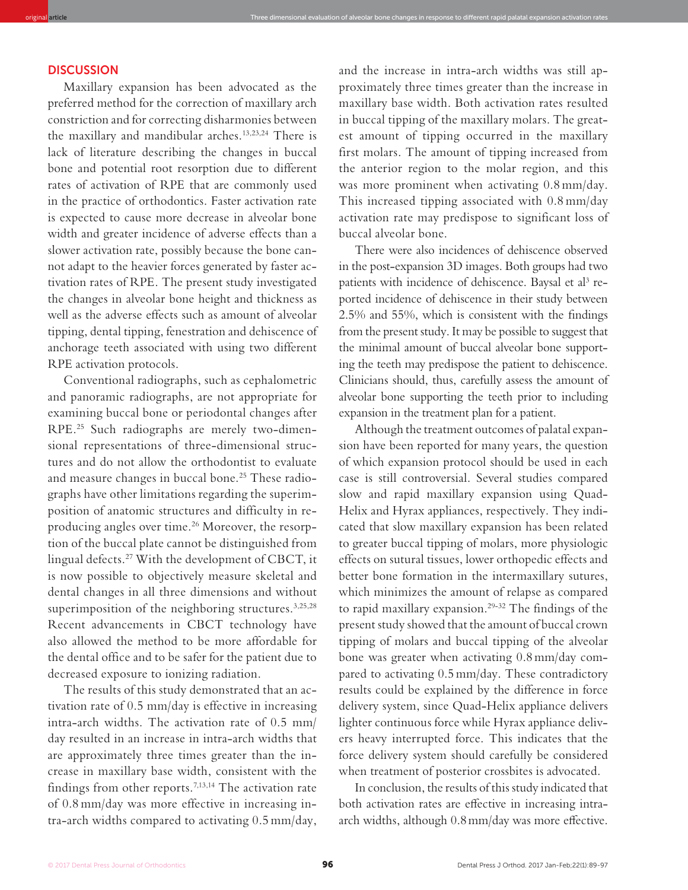## DISCUSSION

Maxillary expansion has been advocated as the preferred method for the correction of maxillary arch constriction and for correcting disharmonies between the maxillary and mandibular arches.[13,23,24] There is lack of literature describing the changes in buccal bone and potential root resorption due to different rates of activation of RPE that are commonly used in the practice of orthodontics. Faster activation rate is expected to cause more decrease in alveolar bone width and greater incidence of adverse effects than a slower activation rate, possibly because the bone cannot adapt to the heavier forces generated by faster activation rates of RPE. The present study investigated the changes in alveolar bone height and thickness as well as the adverse effects such as amount of alveolar tipping, dental tipping, fenestration and dehiscence of anchorage teeth associated with using two different RPE activation protocols.

Conventional radiographs, such as cephalometric and panoramic radiographs, are not appropriate for examining buccal bone or periodontal changes after RPE.[25] Such radiographs are merely two-dimensional representations of three-dimensional structures and do not allow the orthodontist to evaluate and measure changes in buccal bone.[25] These radiographs have other limitations regarding the superimposition of anatomic structures and difficulty in reproducing angles over time.[26] Moreover, the resorption of the buccal plate cannot be distinguished from lingual defects.[27] With the development of CBCT, it is now possible to objectively measure skeletal and dental changes in all three dimensions and without superimposition of the neighboring structures.[3,25,28] Recent advancements in CBCT technology have also allowed the method to be more affordable for the dental office and to be safer for the patient due to decreased exposure to ionizing radiation.

The results of this study demonstrated that an activation rate of 0.5 mm/day is effective in increasing intra-arch widths. The activation rate of 0.5 mm/day resulted in an increase in intra-arch widths that are approximately three times greater than the increase in maxillary base width, consistent with the findings from other reports.[7,13,14] The activation rate of 0.8 mm/day was more effective in increasing intra-arch widths compared to activating 0.5 mm/day, and the increase in intra-arch widths was still approximately three times greater than the increase in maxillary base width. Both activation rates resulted in buccal tipping of the maxillary molars. The greatest amount of tipping occurred in the maxillary first molars. The amount of tipping increased from the anterior region to the molar region, and this was more prominent when activating 0.8 mm/day. This increased tipping associated with 0.8 mm/day activation rate may predispose to significant loss of buccal alveolar bone.

There were also incidences of dehiscence observed in the post-expansion 3D images. Both groups had two patients with incidence of dehiscence. Baysal et al[3] reported incidence of dehiscence in their study between 2.5% and 55%, which is consistent with the findings from the present study. It may be possible to suggest that the minimal amount of buccal alveolar bone supporting the teeth may predispose the patient to dehiscence. Clinicians should, thus, carefully assess the amount of alveolar bone supporting the teeth prior to including expansion in the treatment plan for a patient.

Although the treatment outcomes of palatal expansion have been reported for many years, the question of which expansion protocol should be used in each case is still controversial. Several studies compared slow and rapid maxillary expansion using Quad-Helix and Hyrax appliances, respectively. They indicated that slow maxillary expansion has been related to greater buccal tipping of molars, more physiologic effects on sutural tissues, lower orthopedic effects and better bone formation in the intermaxillary sutures, which minimizes the amount of relapse as compared to rapid maxillary expansion.[29-32] The findings of the present study showed that the amount of buccal crown tipping of molars and buccal tipping of the alveolar bone was greater when activating 0.8 mm/day compared to activating 0.5 mm/day. These contradictory results could be explained by the difference in force delivery system, since Quad-Helix appliance delivers lighter continuous force while Hyrax appliance delivers heavy interrupted force. This indicates that the force delivery system should carefully be considered when treatment of posterior crossbites is advocated.

In conclusion, the results of this study indicated that both activation rates are effective in increasing intra-arch widths, although 0.8 mm/day was more effective.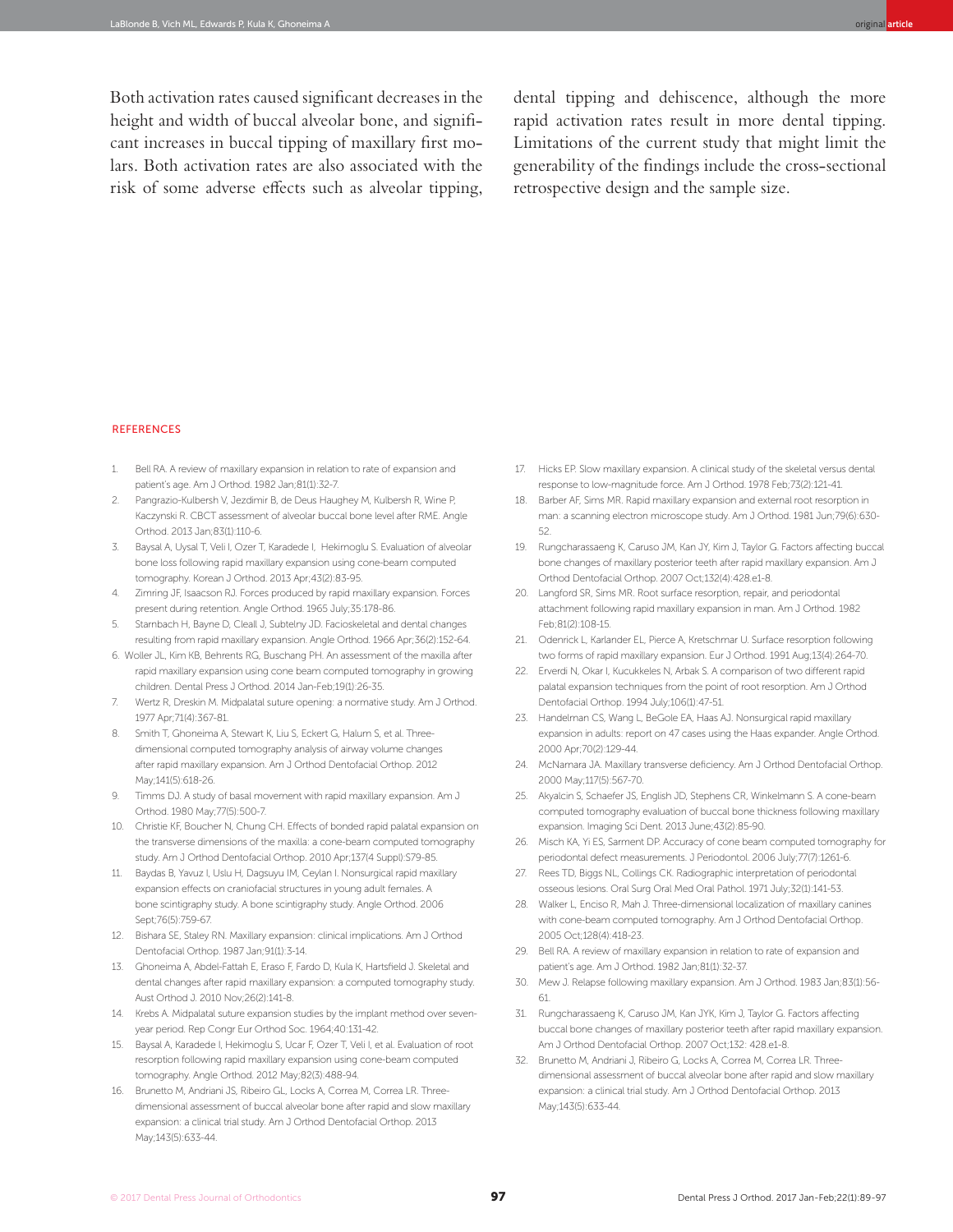Both activation rates caused significant decreases in the height and width of buccal alveolar bone, and significant increases in buccal tipping of maxillary first molars. Both activation rates are also associated with the risk of some adverse effects such as alveolar tipping, dental tipping and dehiscence, although the more rapid activation rates result in more dental tipping. Limitations of the current study that might limit the generability of the findings include the cross-sectional retrospective design and the sample size.

## REFERENCES

1. Bell RA. A review of maxillary expansion in relation to rate of expansion and patient's age. Am J Orthod. 1982 Jan;81(1):32-7.
2. Pangrazio-Kulbersh V, Jezdimir B, de Deus Haughey M, Kulbersh R, Wine P, Kaczynski R. CBCT assessment of alveolar buccal bone level after RME. Angle Orthod. 2013 Jan;83(1):110-6.
3. Baysal A, Uysal T, Veli I, Ozer T, Karadede I, Hekimoglu S. Evaluation of alveolar bone loss following rapid maxillary expansion using cone-beam computed tomography. Korean J Orthod. 2013 Apr;43(2):83-95.
4. Zimring JF, Isaacson RJ. Forces produced by rapid maxillary expansion. Forces present during retention. Angle Orthod. 1965 July;35:178-86.
5. Starnbach H, Bayne D, Cleall J, Subtelny JD. Facioskeletal and dental changes resulting from rapid maxillary expansion. Angle Orthod. 1966 Apr;36(2):152-64.
6. Woller JL, Kim KB, Behrents RG, Buschang PH. An assessment of the maxilla after rapid maxillary expansion using cone beam computed tomography in growing children. Dental Press J Orthod. 2014 Jan-Feb;19(1):26-35.
7. Wertz R, Dreskin M. Midpalatal suture opening: a normative study. Am J Orthod. 1977 Apr;71(4):367-81.
8. Smith T, Ghoneima A, Stewart K, Liu S, Eckert G, Halum S, et al. Three-dimensional computed tomography analysis of airway volume changes after rapid maxillary expansion. Am J Orthod Dentofacial Orthop. 2012 May;141(5):618-26.
9. Timms DJ. A study of basal movement with rapid maxillary expansion. Am J Orthod. 1980 May;77(5):500-7.
10. Christie KF, Boucher N, Chung CH. Effects of bonded rapid palatal expansion on the transverse dimensions of the maxilla: a cone-beam computed tomography study. Am J Orthod Dentofacial Orthop. 2010 Apr;137(4 Suppl):S79-85.
11. Baydas B, Yavuz I, Uslu H, Dagsuyu IM, Ceylan I. Nonsurgical rapid maxillary expansion effects on craniofacial structures in young adult females. A bone scintigraphy study. A bone scintigraphy study. Angle Orthod. 2006 Sept;76(5):759-67.
12. Bishara SE, Staley RN. Maxillary expansion: clinical implications. Am J Orthod Dentofacial Orthop. 1987 Jan;91(1):3-14.
13. Ghoneima A, Abdel-Fattah E, Eraso F, Fardo D, Kula K, Hartsfield J. Skeletal and dental changes after rapid maxillary expansion: a computed tomography study. Aust Orthod J. 2010 Nov;26(2):141-8.
14. Krebs A. Midpalatal suture expansion studies by the implant method over seven-year period. Rep Congr Eur Orthod Soc. 1964;40:131-42.
15. Baysal A, Karadede I, Hekimoglu S, Ucar F, Ozer T, Veli I, et al. Evaluation of root resorption following rapid maxillary expansion using cone-beam computed tomography. Angle Orthod. 2012 May;82(3):488-94.
16. Brunetto M, Andriani JS, Ribeiro GL, Locks A, Correa M, Correa LR. Three-dimensional assessment of buccal alveolar bone after rapid and slow maxillary expansion: a clinical trial study. Am J Orthod Dentofacial Orthop. 2013 May;143(5):633-44.
17. Hicks EP. Slow maxillary expansion. A clinical study of the skeletal versus dental response to low-magnitude force. Am J Orthod. 1978 Feb;73(2):121-41.
18. Barber AF, Sims MR. Rapid maxillary expansion and external root resorption in man: a scanning electron microscope study. Am J Orthod. 1981 Jun;79(6):630-52.
19. Rungcharassaeng K, Caruso JM, Kan JY, Kim J, Taylor G. Factors affecting buccal bone changes of maxillary posterior teeth after rapid maxillary expansion. Am J Orthod Dentofacial Orthop. 2007 Oct;132(4):428.e1-8.
20. Langford SR, Sims MR. Root surface resorption, repair, and periodontal attachment following rapid maxillary expansion in man. Am J Orthod. 1982 Feb;81(2):108-15.
21. Odenrick L, Karlander EL, Pierce A, Kretschmar U. Surface resorption following two forms of rapid maxillary expansion. Eur J Orthod. 1991 Aug;13(4):264-70.
22. Erverdi N, Okar I, Kucukkeles N, Arbak S. A comparison of two different rapid palatal expansion techniques from the point of root resorption. Am J Orthod Dentofacial Orthop. 1994 July;106(1):47-51.
23. Handelman CS, Wang L, BeGole EA, Haas AJ. Nonsurgical rapid maxillary expansion in adults: report on 47 cases using the Haas expander. Angle Orthod. 2000 Apr;70(2):129-44.
24. McNamara JA. Maxillary transverse deficiency. Am J Orthod Dentofacial Orthop. 2000 May;117(5):567-70.
25. Akyalcin S, Schaefer JS, English JD, Stephens CR, Winkelmann S. A cone-beam computed tomography evaluation of buccal bone thickness following maxillary expansion. Imaging Sci Dent. 2013 June;43(2):85-90.
26. Misch KA, Yi ES, Sarment DP. Accuracy of cone beam computed tomography for periodontal defect measurements. J Periodontol. 2006 July;77(7):1261-6.
27. Rees TD, Biggs NL, Collings CK. Radiographic interpretation of periodontal osseous lesions. Oral Surg Oral Med Oral Pathol. 1971 July;32(1):141-53.
28. Walker L, Enciso R, Mah J. Three-dimensional localization of maxillary canines with cone-beam computed tomography. Am J Orthod Dentofacial Orthop. 2005 Oct;128(4):418-23.
29. Bell RA. A review of maxillary expansion in relation to rate of expansion and patient's age. Am J Orthod. 1982 Jan;81(1):32-37.
30. Mew J. Relapse following maxillary expansion. Am J Orthod. 1983 Jan;83(1):56-61.
31. Rungcharassaeng K, Caruso JM, Kan JYK, Kim J, Taylor G. Factors affecting buccal bone changes of maxillary posterior teeth after rapid maxillary expansion. Am J Orthod Dentofacial Orthop. 2007 Oct;132: 428.e1-8.
32. Brunetto M, Andriani J, Ribeiro G, Locks A, Correa M, Correa LR. Three-dimensional assessment of buccal alveolar bone after rapid and slow maxillary expansion: a clinical trial study. Am J Orthod Dentofacial Orthop. 2013 May;143(5):633-44.